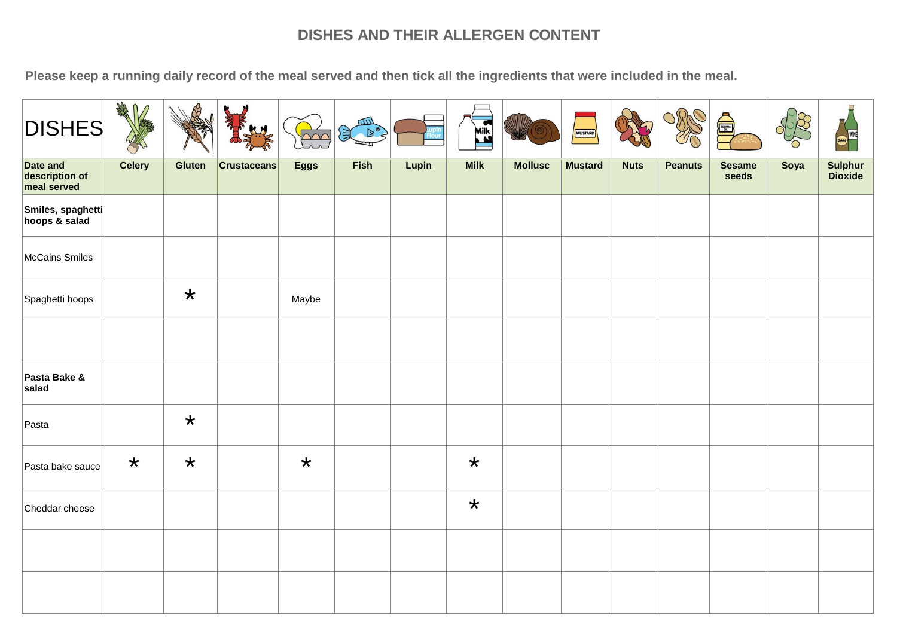## DISHES AND THEIR ALLERGEN CONTENT

**Please keep a running daily record of the meal served and then tick all the ingredients that were included in the meal.**

| DISHES | | | | | | | | | | | | | | |
|---|---|---|---|---|---|---|---|---|---|---|---|---|---|---|
| **Date and description of meal served** | **Celery** | **Gluten** | **Crustaceans** | **Eggs** | **Fish** | **Lupin** | **Milk** | **Mollusc** | **Mustard** | **Nuts** | **Peanuts** | **Sesame seeds** | **Soya** | **Sulphur Dioxide** |
| **Smiles, spaghetti hoops & salad** | | | | | | | | | | | | | | |
| McCains Smiles | | | | | | | | | | | | | | |
| Spaghetti hoops | | * | | Maybe | | | | | | | | | | |
| | | | | | | | | | | | | | | |
| **Pasta Bake & salad** | | | | | | | | | | | | | | |
| Pasta | | * | | | | | | | | | | | | |
| Pasta bake sauce | * | * | | * | | | * | | | | | | | |
| Cheddar cheese | | | | | | | * | | | | | | | |
| | | | | | | | | | | | | | | |
| | | | | | | | | | | | | | | |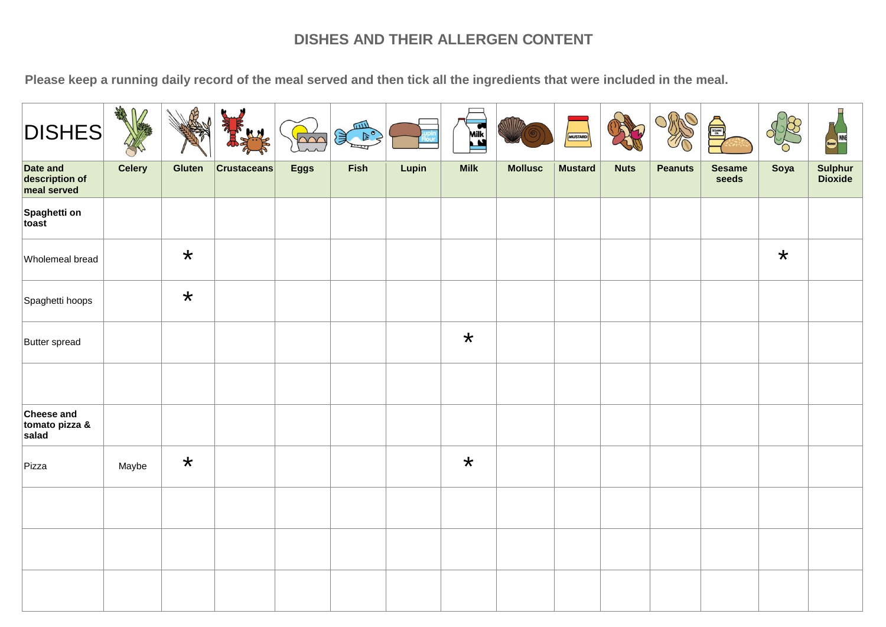# DISHES AND THEIR ALLERGEN CONTENT

**Please keep a running daily record of the meal served and then tick all the ingredients that were included in the meal.**

| DISHES | | | | | | | | | | | | | | |
|---|---|---|---|---|---|---|---|---|---|---|---|---|---|---|
| **Date and description of meal served** | **Celery** | **Gluten** | **Crustaceans** | **Eggs** | **Fish** | **Lupin** | **Milk** | **Mollusc** | **Mustard** | **Nuts** | **Peanuts** | **Sesame seeds** | **Soya** | **Sulphur Dioxide** |
| **Spaghetti on toast** | | | | | | | | | | | | | | |
| Wholemeal bread | | * | | | | | | | | | | | * | |
| Spaghetti hoops | | * | | | | | | | | | | | | |
| Butter spread | | | | | | | * | | | | | | | |
| | | | | | | | | | | | | | | |
| **Cheese and tomato pizza & salad** | | | | | | | | | | | | | | |
| Pizza | Maybe | * | | | | | * | | | | | | | |
| | | | | | | | | | | | | | | |
| | | | | | | | | | | | | | | |
| | | | | | | | | | | | | | | |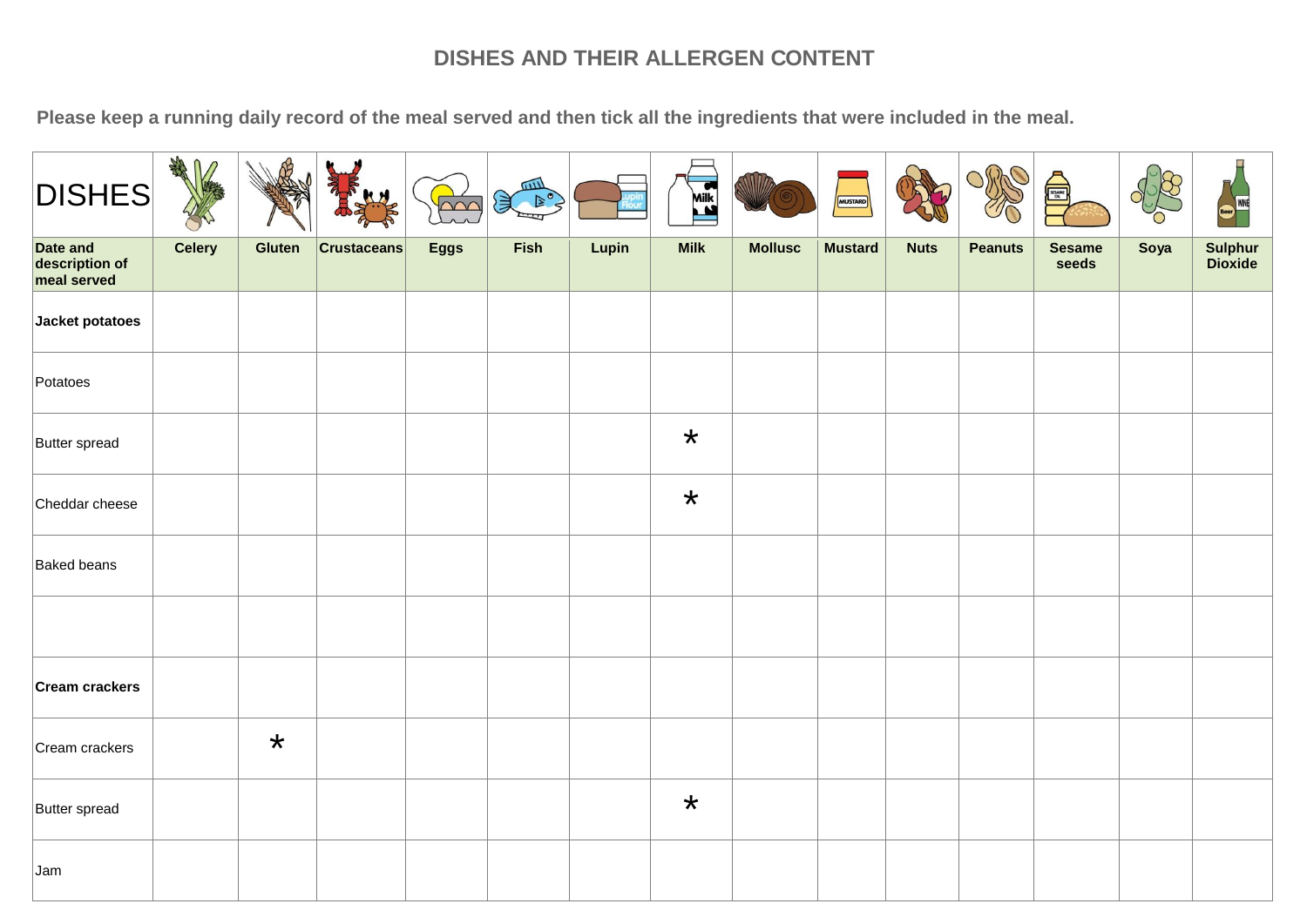# DISHES AND THEIR ALLERGEN CONTENT

**Please keep a running daily record of the meal served and then tick all the ingredients that were included in the meal.**

| DISHES | Celery | Gluten | Crustaceans | Eggs | Fish | Lupin | Milk | Mollusc | Mustard | Nuts | Peanuts | Sesame seeds | Soya | Sulphur Dioxide |
|---|---|---|---|---|---|---|---|---|---|---|---|---|---|---|
| **Date and description of meal served** | | | | | | | | | | | | | | |
| **Jacket potatoes** | | | | | | | | | | | | | | |
| Potatoes | | | | | | | | | | | | | | |
| Butter spread | | | | | | | * | | | | | | | |
| Cheddar cheese | | | | | | | * | | | | | | | |
| Baked beans | | | | | | | | | | | | | | |
| | | | | | | | | | | | | | | |
| **Cream crackers** | | | | | | | | | | | | | | |
| Cream crackers | | * | | | | | | | | | | | | |
| Butter spread | | | | | | | * | | | | | | | |
| Jam | | | | | | | | | | | | | | |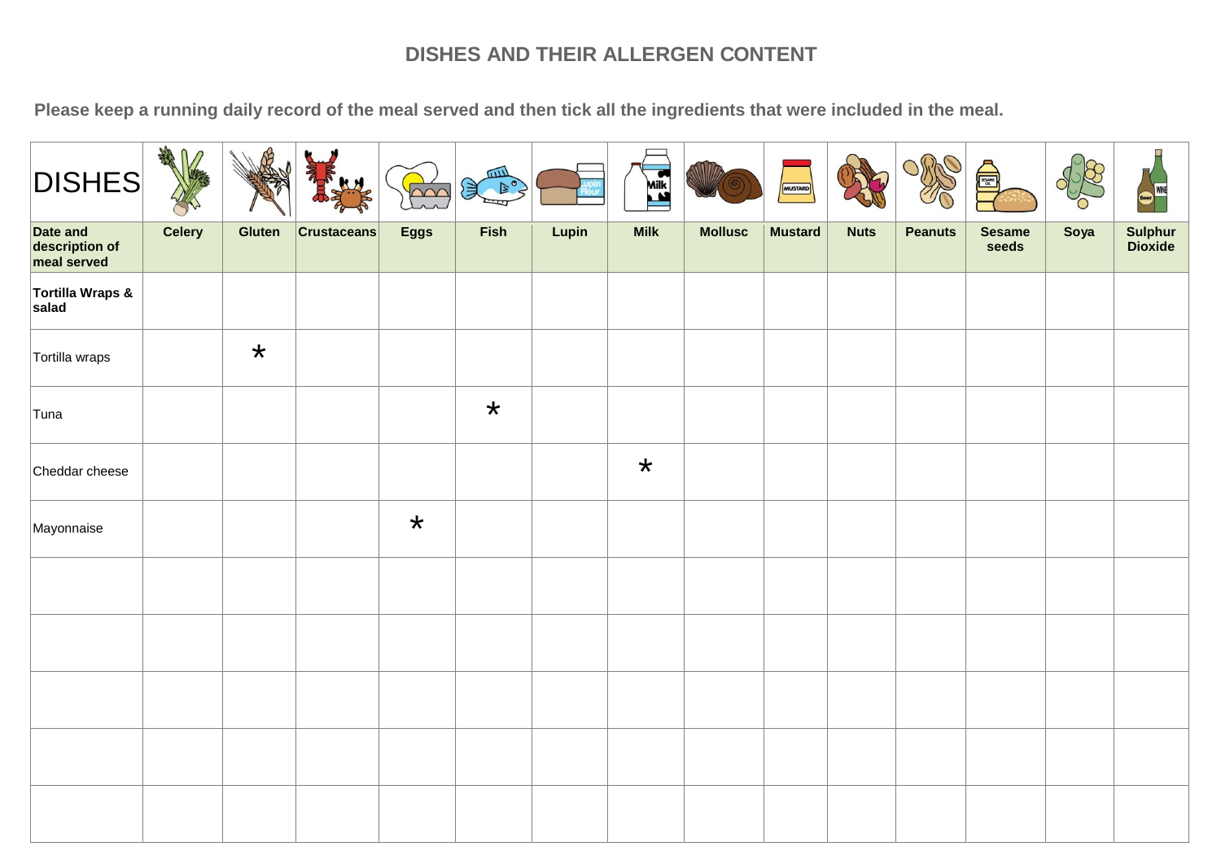## DISHES AND THEIR ALLERGEN CONTENT

**Please keep a running daily record of the meal served and then tick all the ingredients that were included in the meal.**

| DISHES | | | | | | | | | | | | | | |
|---|---|---|---|---|---|---|---|---|---|---|---|---|---|---|
| **Date and description of meal served** | **Celery** | **Gluten** | **Crustaceans** | **Eggs** | **Fish** | **Lupin** | **Milk** | **Mollusc** | **Mustard** | **Nuts** | **Peanuts** | **Sesame seeds** | **Soya** | **Sulphur Dioxide** |
| **Tortilla Wraps & salad** | | | | | | | | | | | | | | |
| Tortilla wraps | | * | | | | | | | | | | | | |
| Tuna | | | | | * | | | | | | | | | |
| Cheddar cheese | | | | | | | * | | | | | | | |
| Mayonnaise | | | | * | | | | | | | | | | |
| | | | | | | | | | | | | | | |
| | | | | | | | | | | | | | | |
| | | | | | | | | | | | | | | |
| | | | | | | | | | | | | | | |
| | | | | | | | | | | | | | | |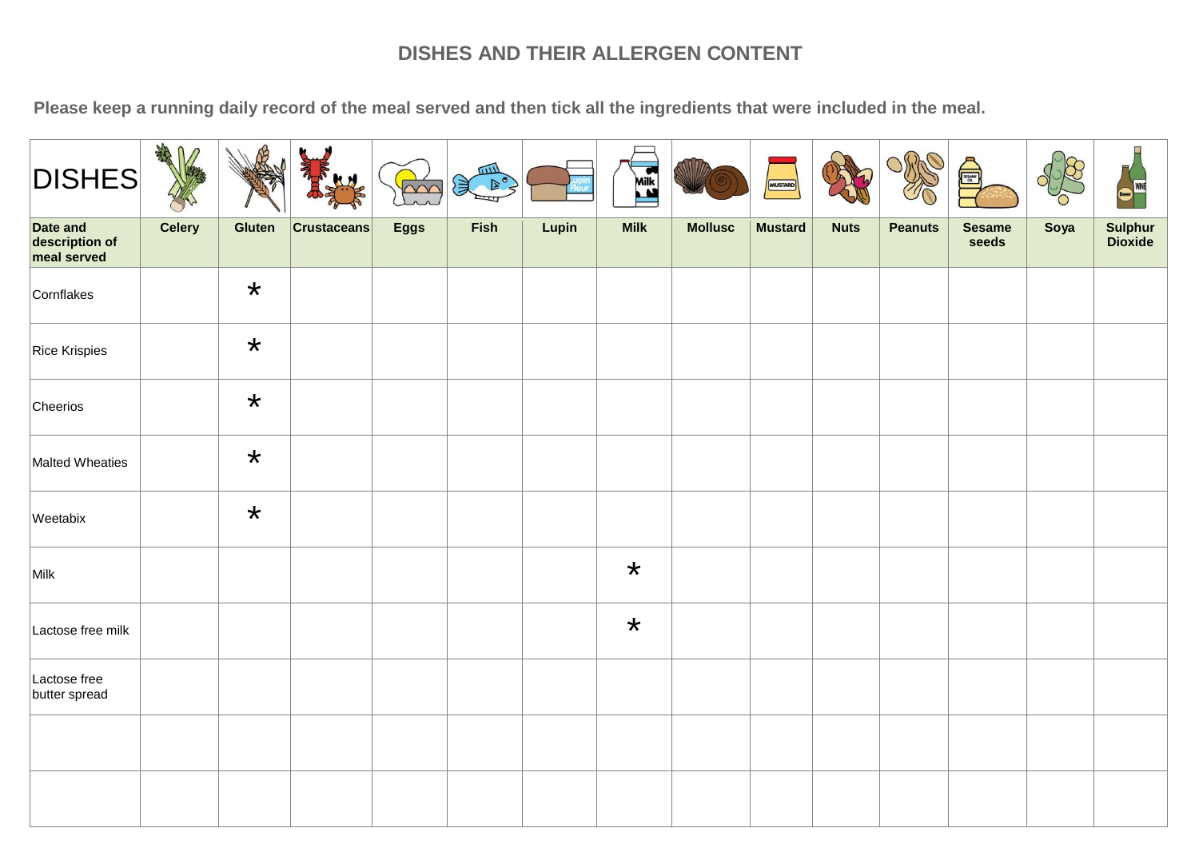# DISHES AND THEIR ALLERGEN CONTENT

**Please keep a running daily record of the meal served and then tick all the ingredients that were included in the meal.**

| DISHES | | | | | | | | | | | | | | |
|---|---|---|---|---|---|---|---|---|---|---|---|---|---|---|
| **Date and description of meal served** | **Celery** | **Gluten** | **Crustaceans** | **Eggs** | **Fish** | **Lupin** | **Milk** | **Mollusc** | **Mustard** | **Nuts** | **Peanuts** | **Sesame seeds** | **Soya** | **Sulphur Dioxide** |
| Cornflakes | | * | | | | | | | | | | | | |
| Rice Krispies | | * | | | | | | | | | | | | |
| Cheerios | | * | | | | | | | | | | | | |
| Malted Wheaties | | * | | | | | | | | | | | | |
| Weetabix | | * | | | | | | | | | | | | |
| Milk | | | | | | | * | | | | | | | |
| Lactose free milk | | | | | | | * | | | | | | | |
| Lactose free butter spread | | | | | | | | | | | | | | |
| | | | | | | | | | | | | | | |
| | | | | | | | | | | | | | | |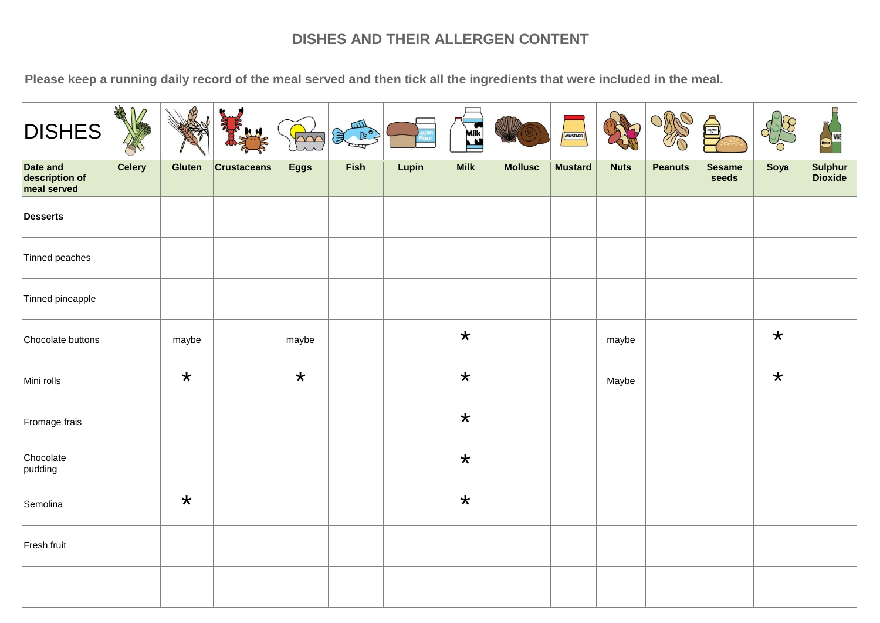# DISHES AND THEIR ALLERGEN CONTENT

**Please keep a running daily record of the meal served and then tick all the ingredients that were included in the meal.**

| DISHES | | | | | | | | | | | | | |
|---|---|---|---|---|---|---|---|---|---|---|---|---|---|
| **Date and description of meal served** | **Celery** | **Gluten** | **Crustaceans** | **Eggs** | **Fish** | **Lupin** | **Milk** | **Mollusc** | **Mustard** | **Nuts** | **Peanuts** | **Sesame seeds** | **Soya** | **Sulphur Dioxide** |
| **Desserts** | | | | | | | | | | | | | | |
| Tinned peaches | | | | | | | | | | | | | | |
| Tinned pineapple | | | | | | | | | | | | | | |
| Chocolate buttons | | maybe | | maybe | | | * | | | maybe | | | * | |
| Mini rolls | | * | | * | | | * | | | Maybe | | | * | |
| Fromage frais | | | | | | | * | | | | | | | |
| Chocolate pudding | | | | | | | * | | | | | | | |
| Semolina | | * | | | | | * | | | | | | | |
| Fresh fruit | | | | | | | | | | | | | | |
| | | | | | | | | | | | | | | |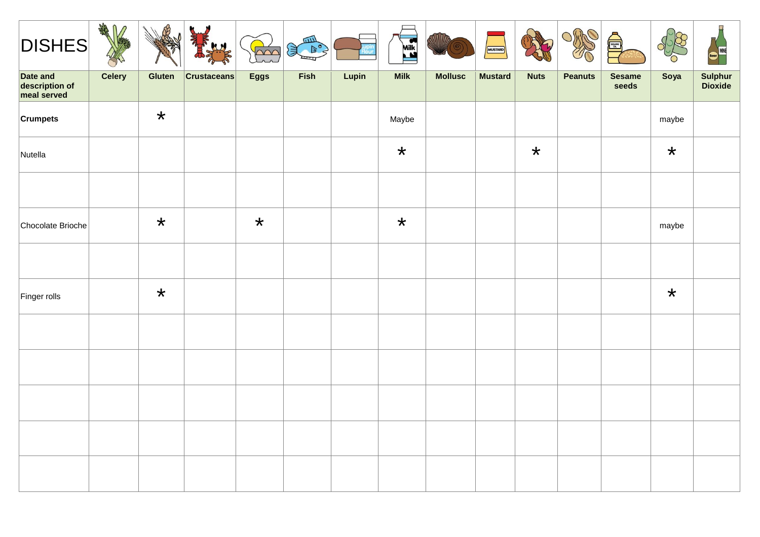| DISHES | | | | | | | | | | | | | | |
|---|---|---|---|---|---|---|---|---|---|---|---|---|---|---|
| **Date and description of meal served** | **Celery** | **Gluten** | **Crustaceans** | **Eggs** | **Fish** | **Lupin** | **Milk** | **Mollusc** | **Mustard** | **Nuts** | **Peanuts** | **Sesame seeds** | **Soya** | **Sulphur Dioxide** |
| **Crumpets** | | * | | | | | Maybe | | | | | | maybe | |
| Nutella | | | | | | | * | | | * | | | * | |
| | | | | | | | | | | | | | | |
| Chocolate Brioche | | * | | * | | | * | | | | | | maybe | |
| | | | | | | | | | | | | | | |
| Finger rolls | | * | | | | | | | | | | | * | |
| | | | | | | | | | | | | | | |
| | | | | | | | | | | | | | | |
| | | | | | | | | | | | | | | |
| | | | | | | | | | | | | | | |
| | | | | | | | | | | | | | | |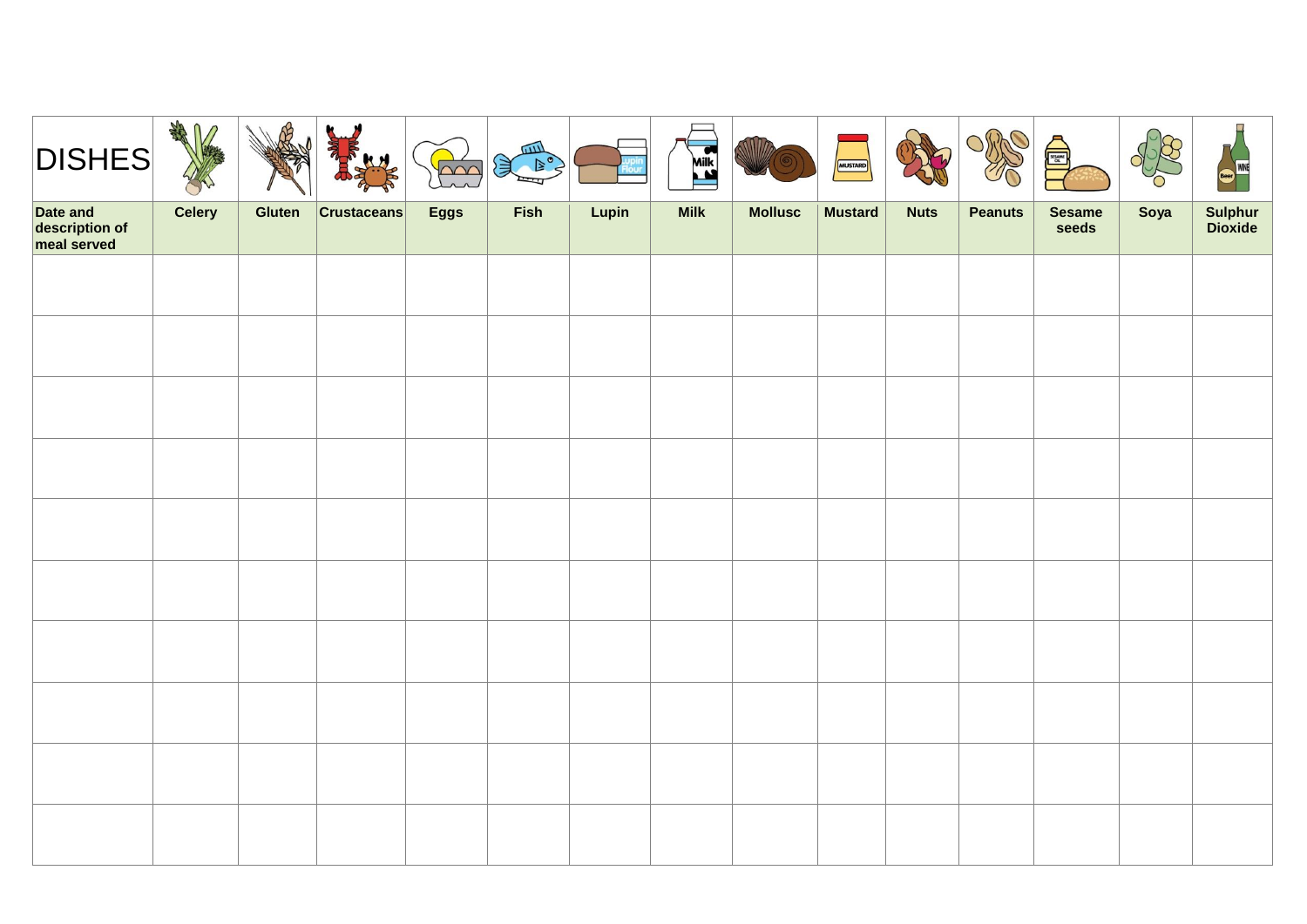| DISHES | | | | | | | | | | | | | | |
|---|---|---|---|---|---|---|---|---|---|---|---|---|---|---|
| Date and description of meal served | Celery | Gluten | Crustaceans | Eggs | Fish | Lupin | Milk | Mollusc | Mustard | Nuts | Peanuts | Sesame seeds | Soya | Sulphur Dioxide |
| | | | | | | | | | | | | | | |
| | | | | | | | | | | | | | | |
| | | | | | | | | | | | | | | |
| | | | | | | | | | | | | | | |
| | | | | | | | | | | | | | | |
| | | | | | | | | | | | | | | |
| | | | | | | | | | | | | | | |
| | | | | | | | | | | | | | | |
| | | | | | | | | | | | | | | |
| | | | | | | | | | | | | | | |